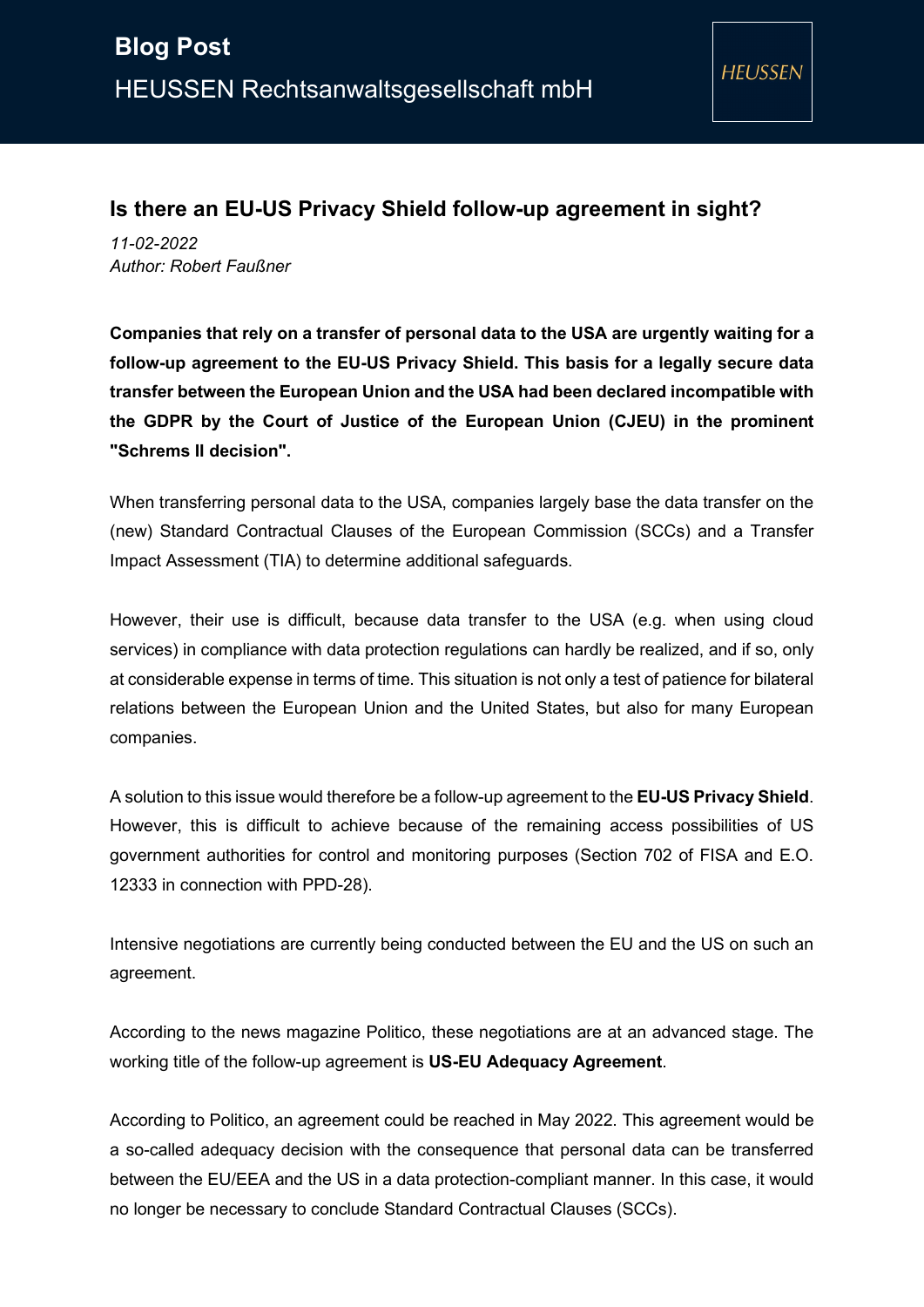**Blog Post**

HEUSSEN Rechtsanwaltsgesellschaft mbH

HEUSSEN

# Is there an EU-US Privacy Shield follow-up agreement in sight?

*11-02-2022*
*Author: Robert Faußner*

**Companies that rely on a transfer of personal data to the USA are urgently waiting for a follow-up agreement to the EU-US Privacy Shield. This basis for a legally secure data transfer between the European Union and the USA had been declared incompatible with the GDPR by the Court of Justice of the European Union (CJEU) in the prominent "Schrems II decision".**

When transferring personal data to the USA, companies largely base the data transfer on the (new) Standard Contractual Clauses of the European Commission (SCCs) and a Transfer Impact Assessment (TIA) to determine additional safeguards.

However, their use is difficult, because data transfer to the USA (e.g. when using cloud services) in compliance with data protection regulations can hardly be realized, and if so, only at considerable expense in terms of time. This situation is not only a test of patience for bilateral relations between the European Union and the United States, but also for many European companies.

A solution to this issue would therefore be a follow-up agreement to the **EU-US Privacy Shield**. However, this is difficult to achieve because of the remaining access possibilities of US government authorities for control and monitoring purposes (Section 702 of FISA and E.O. 12333 in connection with PPD-28).

Intensive negotiations are currently being conducted between the EU and the US on such an agreement.

According to the news magazine Politico, these negotiations are at an advanced stage. The working title of the follow-up agreement is **US-EU Adequacy Agreement**.

According to Politico, an agreement could be reached in May 2022. This agreement would be a so-called adequacy decision with the consequence that personal data can be transferred between the EU/EEA and the US in a data protection-compliant manner. In this case, it would no longer be necessary to conclude Standard Contractual Clauses (SCCs).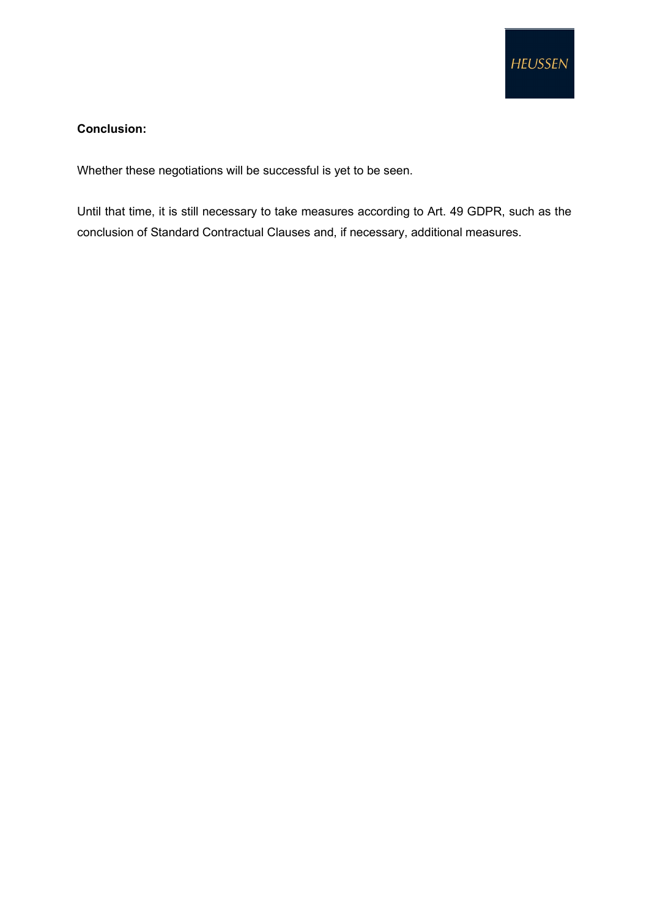**Conclusion:**

Whether these negotiations will be successful is yet to be seen.

Until that time, it is still necessary to take measures according to Art. 49 GDPR, such as the conclusion of Standard Contractual Clauses and, if necessary, additional measures.